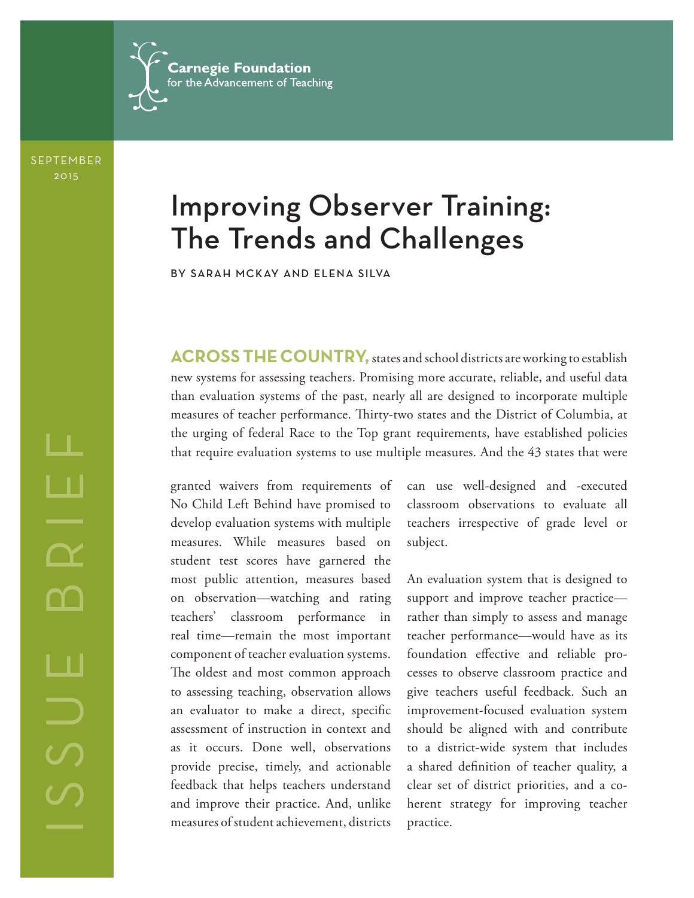Carnegie Foundation for the Advancement of Teaching

SEPTEMBER 2015

ISSUE BRIEF

# Improving Observer Training: The Trends and Challenges

BY SARAH MCKAY AND ELENA SILVA

**ACROSS THE COUNTRY,** states and school districts are working to establish new systems for assessing teachers. Promising more accurate, reliable, and useful data than evaluation systems of the past, nearly all are designed to incorporate multiple measures of teacher performance. Thirty-two states and the District of Columbia, at the urging of federal Race to the Top grant requirements, have established policies that require evaluation systems to use multiple measures. And the 43 states that were granted waivers from requirements of No Child Left Behind have promised to develop evaluation systems with multiple measures. While measures based on student test scores have garnered the most public attention, measures based on observation—watching and rating teachers' classroom performance in real time—remain the most important component of teacher evaluation systems. The oldest and most common approach to assessing teaching, observation allows an evaluator to make a direct, specific assessment of instruction in context and as it occurs. Done well, observations provide precise, timely, and actionable feedback that helps teachers understand and improve their practice. And, unlike measures of student achievement, districts can use well-designed and -executed classroom observations to evaluate all teachers irrespective of grade level or subject.

An evaluation system that is designed to support and improve teacher practice—rather than simply to assess and manage teacher performance—would have as its foundation effective and reliable processes to observe classroom practice and give teachers useful feedback. Such an improvement-focused evaluation system should be aligned with and contribute to a district-wide system that includes a shared definition of teacher quality, a clear set of district priorities, and a coherent strategy for improving teacher practice.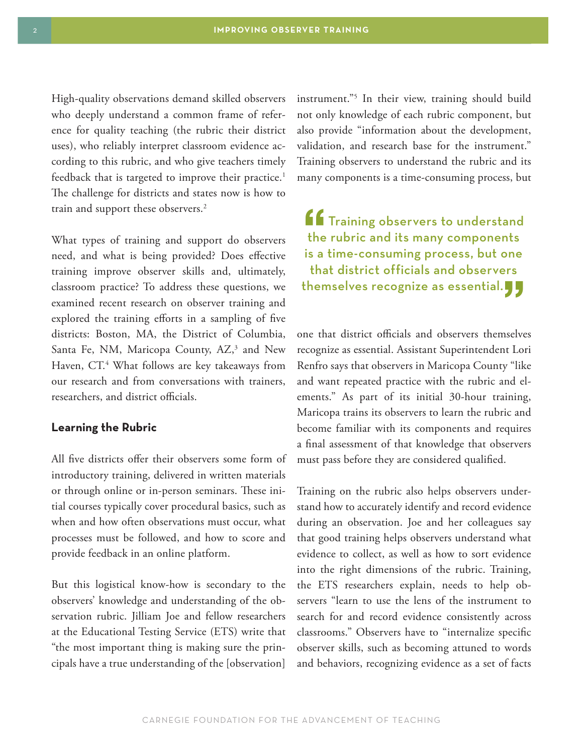High-quality observations demand skilled observers who deeply understand a common frame of reference for quality teaching (the rubric their district uses), who reliably interpret classroom evidence according to this rubric, and who give teachers timely feedback that is targeted to improve their practice.[1] The challenge for districts and states now is how to train and support these observers.[2]

What types of training and support do observers need, and what is being provided? Does effective training improve observer skills and, ultimately, classroom practice? To address these questions, we examined recent research on observer training and explored the training efforts in a sampling of five districts: Boston, MA, the District of Columbia, Santa Fe, NM, Maricopa County, AZ,[3] and New Haven, CT.[4] What follows are key takeaways from our research and from conversations with trainers, researchers, and district officials.

## Learning the Rubric

All five districts offer their observers some form of introductory training, delivered in written materials or through online or in-person seminars. These initial courses typically cover procedural basics, such as when and how often observations must occur, what processes must be followed, and how to score and provide feedback in an online platform.

But this logistical know-how is secondary to the observers' knowledge and understanding of the observation rubric. Jilliam Joe and fellow researchers at the Educational Testing Service (ETS) write that "the most important thing is making sure the principals have a true understanding of the [observation] instrument."[5] In their view, training should build not only knowledge of each rubric component, but also provide "information about the development, validation, and research base for the instrument." Training observers to understand the rubric and its many components is a time-consuming process, but one that district officials and observers themselves recognize as essential. Assistant Superintendent Lori Renfro says that observers in Maricopa County "like and want repeated practice with the rubric and elements." As part of its initial 30-hour training, Maricopa trains its observers to learn the rubric and become familiar with its components and requires a final assessment of that knowledge that observers must pass before they are considered qualified.

> "Training observers to understand the rubric and its many components is a time-consuming process, but one that district officials and observers themselves recognize as essential."

Training on the rubric also helps observers understand how to accurately identify and record evidence during an observation. Joe and her colleagues say that good training helps observers understand what evidence to collect, as well as how to sort evidence into the right dimensions of the rubric. Training, the ETS researchers explain, needs to help observers "learn to use the lens of the instrument to search for and record evidence consistently across classrooms." Observers have to "internalize specific observer skills, such as becoming attuned to words and behaviors, recognizing evidence as a set of facts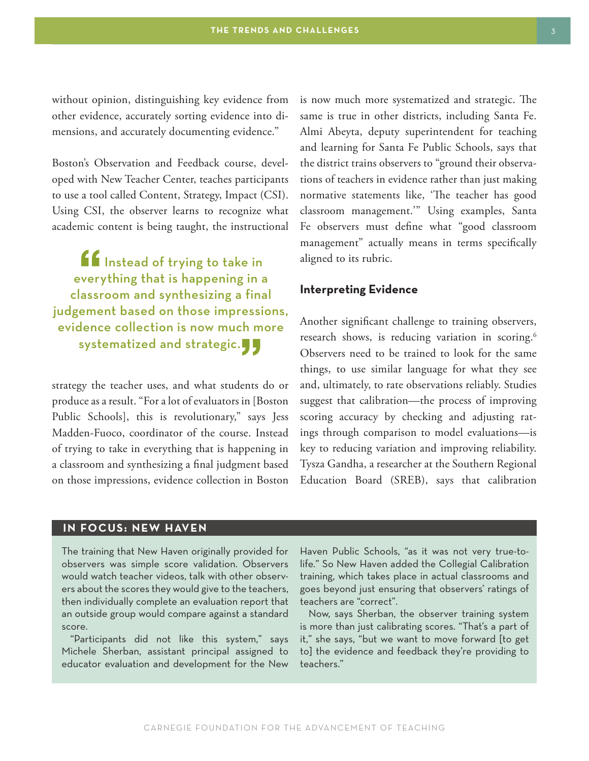without opinion, distinguishing key evidence from other evidence, accurately sorting evidence into dimensions, and accurately documenting evidence."

Boston's Observation and Feedback course, developed with New Teacher Center, teaches participants to use a tool called Content, Strategy, Impact (CSI). Using CSI, the observer learns to recognize what academic content is being taught, the instructional strategy the teacher uses, and what students do or produce as a result. "For a lot of evaluators in [Boston Public Schools], this is revolutionary," says Jess Madden-Fuoco, coordinator of the course. Instead of trying to take in everything that is happening in a classroom and synthesizing a final judgment based on those impressions, evidence collection in Boston is now much more systematized and strategic. The same is true in other districts, including Santa Fe. Almi Abeyta, deputy superintendent for teaching and learning for Santa Fe Public Schools, says that the district trains observers to "ground their observations of teachers in evidence rather than just making normative statements like, 'The teacher has good classroom management.'" Using examples, Santa Fe observers must define what "good classroom management" actually means in terms specifically aligned to its rubric.

> "Instead of trying to take in everything that is happening in a classroom and synthesizing a final judgement based on those impressions, evidence collection is now much more systematized and strategic."

### Interpreting Evidence

Another significant challenge to training observers, research shows, is reducing variation in scoring.[6] Observers need to be trained to look for the same things, to use similar language for what they see and, ultimately, to rate observations reliably. Studies suggest that calibration—the process of improving scoring accuracy by checking and adjusting ratings through comparison to model evaluations—is key to reducing variation and improving reliability. Tysza Gandha, a researcher at the Southern Regional Education Board (SREB), says that calibration

### IN FOCUS: NEW HAVEN

The training that New Haven originally provided for observers was simple score validation. Observers would watch teacher videos, talk with other observers about the scores they would give to the teachers, then individually complete an evaluation report that an outside group would compare against a standard score.

"Participants did not like this system," says Michele Sherban, assistant principal assigned to educator evaluation and development for the New Haven Public Schools, "as it was not very true-to-life." So New Haven added the Collegial Calibration training, which takes place in actual classrooms and goes beyond just ensuring that observers' ratings of teachers are "correct".

Now, says Sherban, the observer training system is more than just calibrating scores. "That's a part of it," she says, "but we want to move forward [to get to] the evidence and feedback they're providing to teachers."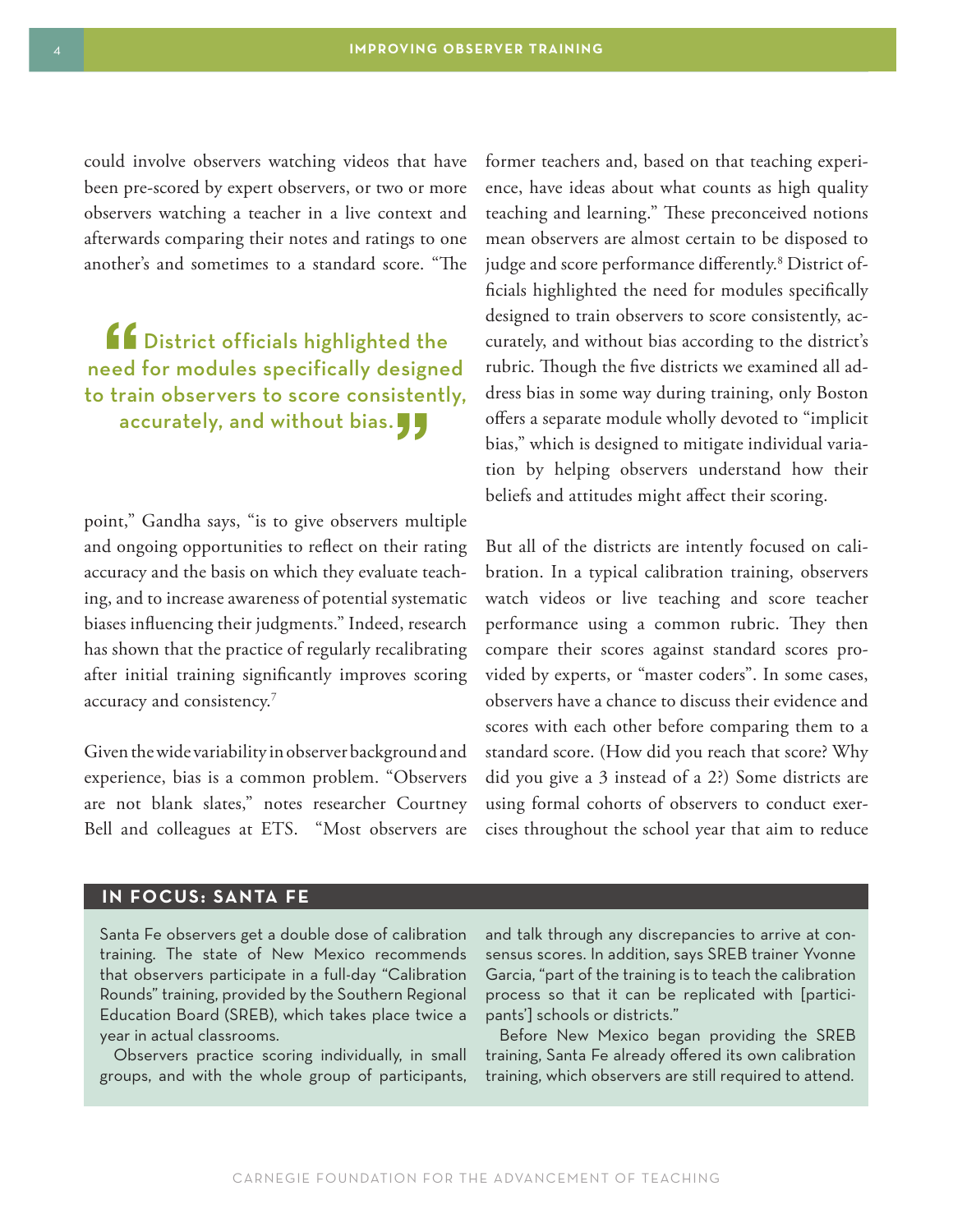could involve observers watching videos that have been pre-scored by expert observers, or two or more observers watching a teacher in a live context and afterwards comparing their notes and ratings to one another's and sometimes to a standard score. "The point," Gandha says, "is to give observers multiple and ongoing opportunities to reflect on their rating accuracy and the basis on which they evaluate teaching, and to increase awareness of potential systematic biases influencing their judgments." Indeed, research has shown that the practice of regularly recalibrating after initial training significantly improves scoring accuracy and consistency.[7]

> "District officials highlighted the need for modules specifically designed to train observers to score consistently, accurately, and without bias."

Given the wide variability in observer background and experience, bias is a common problem. "Observers are not blank slates," notes researcher Courtney Bell and colleagues at ETS. "Most observers are former teachers and, based on that teaching experience, have ideas about what counts as high quality teaching and learning." These preconceived notions mean observers are almost certain to be disposed to judge and score performance differently.[8] District officials highlighted the need for modules specifically designed to train observers to score consistently, accurately, and without bias according to the district's rubric. Though the five districts we examined all address bias in some way during training, only Boston offers a separate module wholly devoted to "implicit bias," which is designed to mitigate individual variation by helping observers understand how their beliefs and attitudes might affect their scoring.

But all of the districts are intently focused on calibration. In a typical calibration training, observers watch videos or live teaching and score teacher performance using a common rubric. They then compare their scores against standard scores provided by experts, or "master coders". In some cases, observers have a chance to discuss their evidence and scores with each other before comparing them to a standard score. (How did you reach that score? Why did you give a 3 instead of a 2?) Some districts are using formal cohorts of observers to conduct exercises throughout the school year that aim to reduce

## IN FOCUS: SANTA FE

Santa Fe observers get a double dose of calibration training. The state of New Mexico recommends that observers participate in a full-day "Calibration Rounds" training, provided by the Southern Regional Education Board (SREB), which takes place twice a year in actual classrooms.

Observers practice scoring individually, in small groups, and with the whole group of participants, and talk through any discrepancies to arrive at consensus scores. In addition, says SREB trainer Yvonne Garcia, "part of the training is to teach the calibration process so that it can be replicated with [participants'] schools or districts."

Before New Mexico began providing the SREB training, Santa Fe already offered its own calibration training, which observers are still required to attend.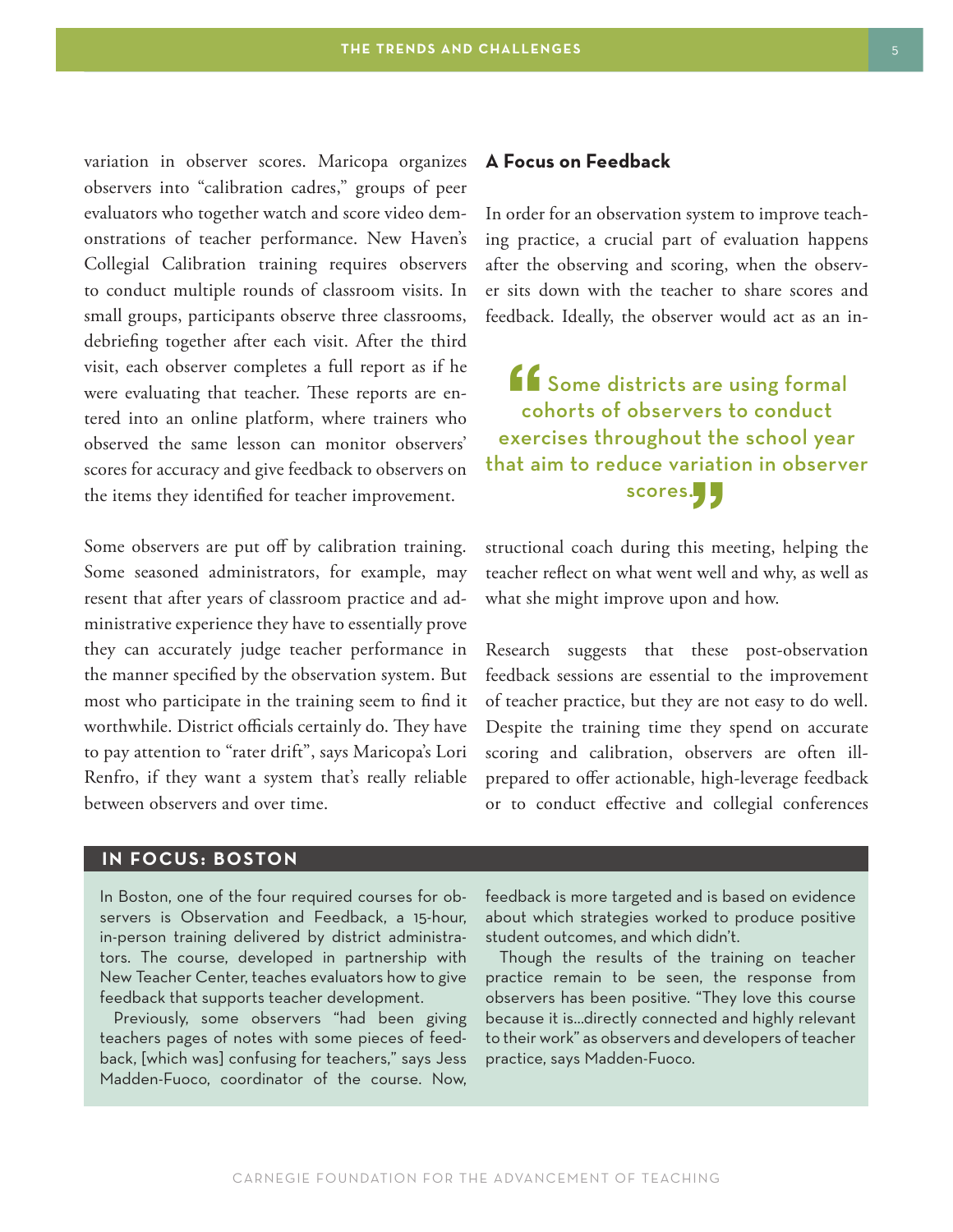variation in observer scores. Maricopa organizes observers into "calibration cadres," groups of peer evaluators who together watch and score video demonstrations of teacher performance. New Haven's Collegial Calibration training requires observers to conduct multiple rounds of classroom visits. In small groups, participants observe three classrooms, debriefing together after each visit. After the third visit, each observer completes a full report as if he were evaluating that teacher. These reports are entered into an online platform, where trainers who observed the same lesson can monitor observers' scores for accuracy and give feedback to observers on the items they identified for teacher improvement.

Some observers are put off by calibration training. Some seasoned administrators, for example, may resent that after years of classroom practice and administrative experience they have to essentially prove they can accurately judge teacher performance in the manner specified by the observation system. But most who participate in the training seem to find it worthwhile. District officials certainly do. They have to pay attention to "rater drift", says Maricopa's Lori Renfro, if they want a system that's really reliable between observers and over time.

### A Focus on Feedback

In order for an observation system to improve teaching practice, a crucial part of evaluation happens after the observing and scoring, when the observer sits down with the teacher to share scores and feedback. Ideally, the observer would act as an instructional coach during this meeting, helping the teacher reflect on what went well and why, as well as what she might improve upon and how.

> "Some districts are using formal cohorts of observers to conduct exercises throughout the school year that aim to reduce variation in observer scores."

Research suggests that these post-observation feedback sessions are essential to the improvement of teacher practice, but they are not easy to do well. Despite the training time they spend on accurate scoring and calibration, observers are often ill-prepared to offer actionable, high-leverage feedback or to conduct effective and collegial conferences

#### IN FOCUS: BOSTON

In Boston, one of the four required courses for observers is Observation and Feedback, a 15-hour, in-person training delivered by district administrators. The course, developed in partnership with New Teacher Center, teaches evaluators how to give feedback that supports teacher development.

Previously, some observers "had been giving teachers pages of notes with some pieces of feedback, [which was] confusing for teachers," says Jess Madden-Fuoco, coordinator of the course. Now, feedback is more targeted and is based on evidence about which strategies worked to produce positive student outcomes, and which didn't.

Though the results of the training on teacher practice remain to be seen, the response from observers has been positive. "They love this course because it is...directly connected and highly relevant to their work" as observers and developers of teacher practice, says Madden-Fuoco.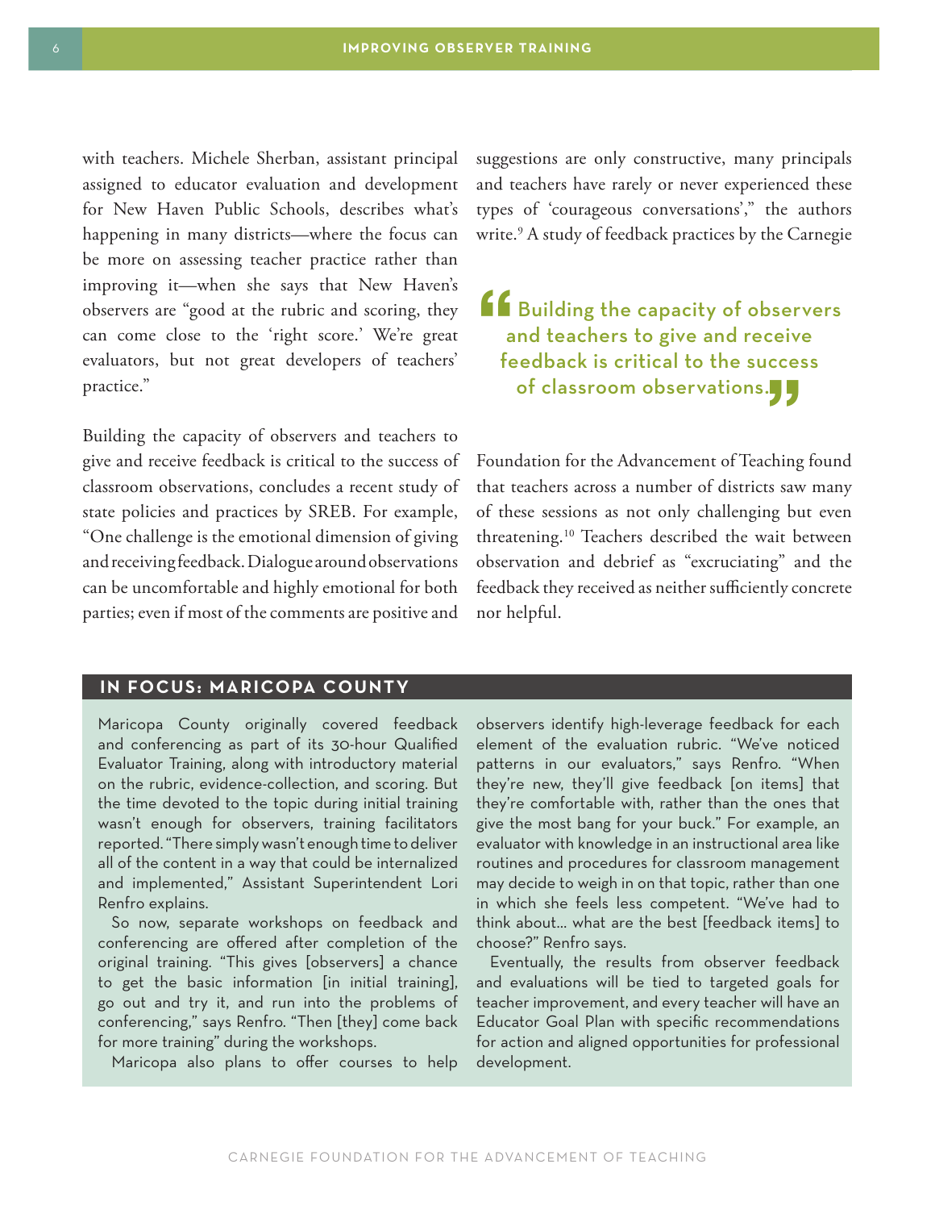with teachers. Michele Sherban, assistant principal assigned to educator evaluation and development for New Haven Public Schools, describes what's happening in many districts—where the focus can be more on assessing teacher practice rather than improving it—when she says that New Haven's observers are "good at the rubric and scoring, they can come close to the 'right score.' We're great evaluators, but not great developers of teachers' practice."

Building the capacity of observers and teachers to give and receive feedback is critical to the success of classroom observations, concludes a recent study of state policies and practices by SREB. For example, "One challenge is the emotional dimension of giving and receiving feedback. Dialogue around observations can be uncomfortable and highly emotional for both parties; even if most of the comments are positive and suggestions are only constructive, many principals and teachers have rarely or never experienced these types of 'courageous conversations'," the authors write.[9] A study of feedback practices by the Carnegie Foundation for the Advancement of Teaching found that teachers across a number of districts saw many of these sessions as not only challenging but even threatening.[10] Teachers described the wait between observation and debrief as "excruciating" and the feedback they received as neither sufficiently concrete nor helpful.

> "Building the capacity of observers and teachers to give and receive feedback is critical to the success of classroom observations."

## IN FOCUS: MARICOPA COUNTY

Maricopa County originally covered feedback and conferencing as part of its 30-hour Qualified Evaluator Training, along with introductory material on the rubric, evidence-collection, and scoring. But the time devoted to the topic during initial training wasn't enough for observers, training facilitators reported. "There simply wasn't enough time to deliver all of the content in a way that could be internalized and implemented," Assistant Superintendent Lori Renfro explains.

So now, separate workshops on feedback and conferencing are offered after completion of the original training. "This gives [observers] a chance to get the basic information [in initial training], go out and try it, and run into the problems of conferencing," says Renfro. "Then [they] come back for more training" during the workshops.

Maricopa also plans to offer courses to help observers identify high-leverage feedback for each element of the evaluation rubric. "We've noticed patterns in our evaluators," says Renfro. "When they're new, they'll give feedback [on items] that they're comfortable with, rather than the ones that give the most bang for your buck." For example, an evaluator with knowledge in an instructional area like routines and procedures for classroom management may decide to weigh in on that topic, rather than one in which she feels less competent. "We've had to think about... what are the best [feedback items] to choose?" Renfro says.

Eventually, the results from observer feedback and evaluations will be tied to targeted goals for teacher improvement, and every teacher will have an Educator Goal Plan with specific recommendations for action and aligned opportunities for professional development.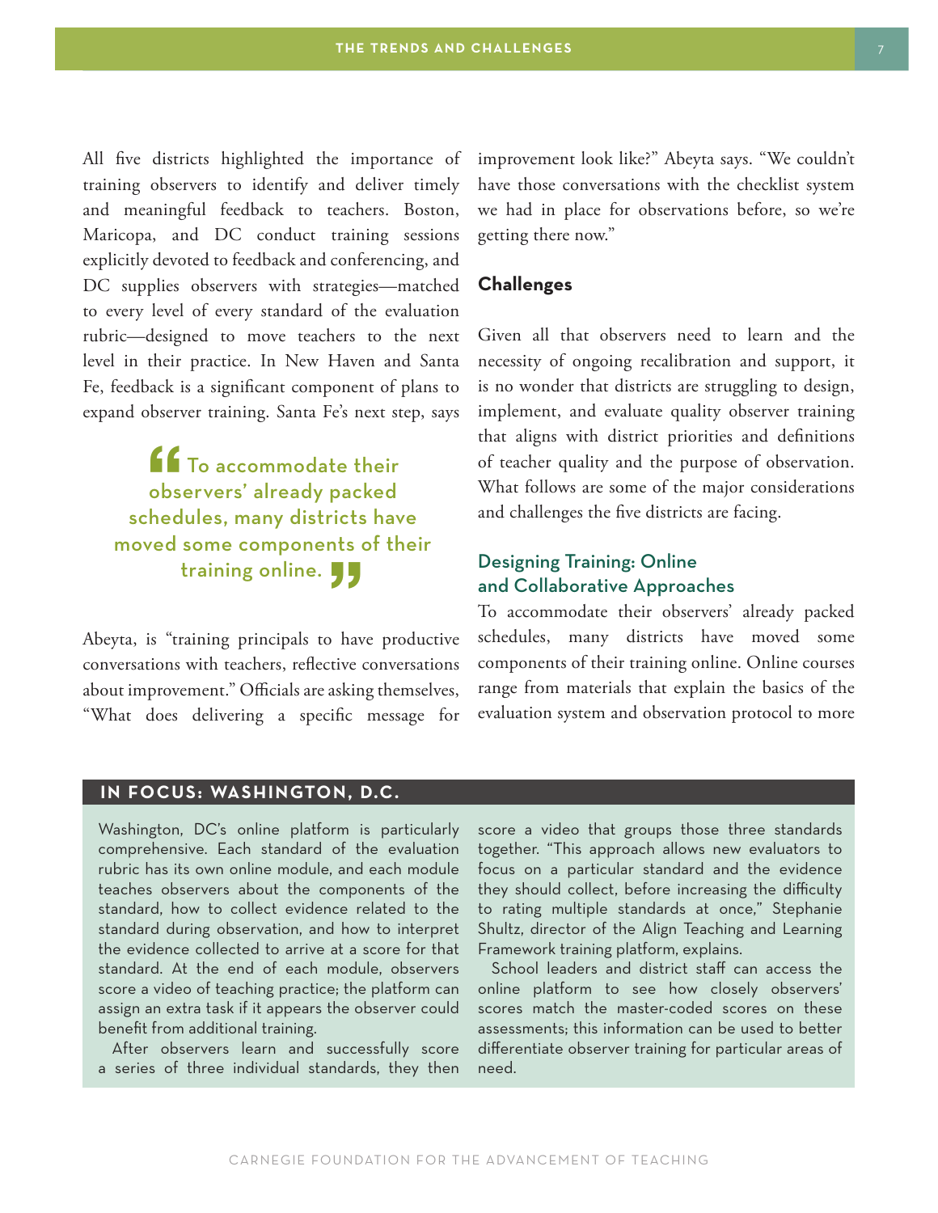All five districts highlighted the importance of training observers to identify and deliver timely and meaningful feedback to teachers. Boston, Maricopa, and DC conduct training sessions explicitly devoted to feedback and conferencing, and DC supplies observers with strategies—matched to every level of every standard of the evaluation rubric—designed to move teachers to the next level in their practice. In New Haven and Santa Fe, feedback is a significant component of plans to expand observer training. Santa Fe's next step, says Abeyta, is "training principals to have productive conversations with teachers, reflective conversations about improvement." Officials are asking themselves, "What does delivering a specific message for improvement look like?" Abeyta says. "We couldn't have those conversations with the checklist system we had in place for observations before, so we're getting there now."

> "To accommodate their observers' already packed schedules, many districts have moved some components of their training online."

## Challenges

Given all that observers need to learn and the necessity of ongoing recalibration and support, it is no wonder that districts are struggling to design, implement, and evaluate quality observer training that aligns with district priorities and definitions of teacher quality and the purpose of observation. What follows are some of the major considerations and challenges the five districts are facing.

### Designing Training: Online and Collaborative Approaches

To accommodate their observers' already packed schedules, many districts have moved some components of their training online. Online courses range from materials that explain the basics of the evaluation system and observation protocol to more

**IN FOCUS: WASHINGTON, D.C.**

Washington, DC's online platform is particularly comprehensive. Each standard of the evaluation rubric has its own online module, and each module teaches observers about the components of the standard, how to collect evidence related to the standard during observation, and how to interpret the evidence collected to arrive at a score for that standard. At the end of each module, observers score a video of teaching practice; the platform can assign an extra task if it appears the observer could benefit from additional training.

After observers learn and successfully score a series of three individual standards, they then score a video that groups those three standards together. "This approach allows new evaluators to focus on a particular standard and the evidence they should collect, before increasing the difficulty to rating multiple standards at once," Stephanie Shultz, director of the Align Teaching and Learning Framework training platform, explains.

School leaders and district staff can access the online platform to see how closely observers' scores match the master-coded scores on these assessments; this information can be used to better differentiate observer training for particular areas of need.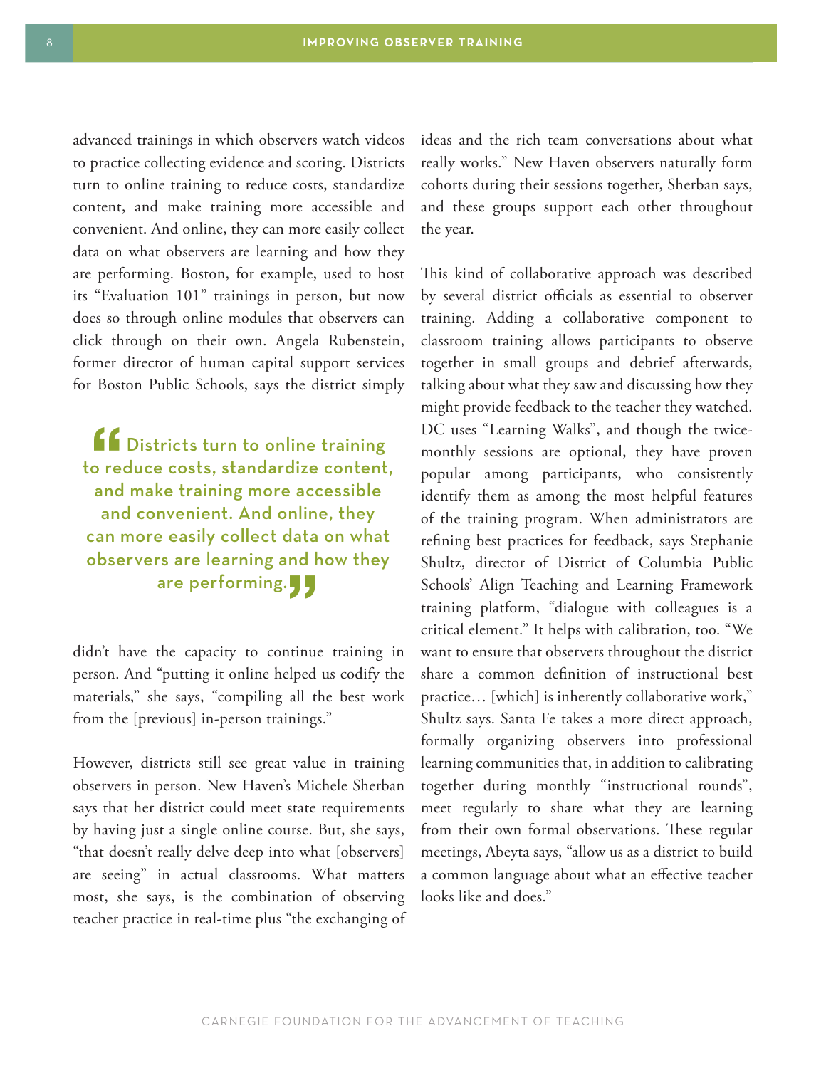advanced trainings in which observers watch videos to practice collecting evidence and scoring. Districts turn to online training to reduce costs, standardize content, and make training more accessible and convenient. And online, they can more easily collect data on what observers are learning and how they are performing. Boston, for example, used to host its "Evaluation 101" trainings in person, but now does so through online modules that observers can click through on their own. Angela Rubenstein, former director of human capital support services for Boston Public Schools, says the district simply didn't have the capacity to continue training in person. And "putting it online helped us codify the materials," she says, "compiling all the best work from the [previous] in-person trainings."

> "Districts turn to online training to reduce costs, standardize content, and make training more accessible and convenient. And online, they can more easily collect data on what observers are learning and how they are performing."

However, districts still see great value in training observers in person. New Haven's Michele Sherban says that her district could meet state requirements by having just a single online course. But, she says, "that doesn't really delve deep into what [observers] are seeing" in actual classrooms. What matters most, she says, is the combination of observing teacher practice in real-time plus "the exchanging of ideas and the rich team conversations about what really works." New Haven observers naturally form cohorts during their sessions together, Sherban says, and these groups support each other throughout the year.

This kind of collaborative approach was described by several district officials as essential to observer training. Adding a collaborative component to classroom training allows participants to observe together in small groups and debrief afterwards, talking about what they saw and discussing how they might provide feedback to the teacher they watched. DC uses "Learning Walks", and though the twice-monthly sessions are optional, they have proven popular among participants, who consistently identify them as among the most helpful features of the training program. When administrators are refining best practices for feedback, says Stephanie Shultz, director of District of Columbia Public Schools' Align Teaching and Learning Framework training platform, "dialogue with colleagues is a critical element." It helps with calibration, too. "We want to ensure that observers throughout the district share a common definition of instructional best practice… [which] is inherently collaborative work," Shultz says. Santa Fe takes a more direct approach, formally organizing observers into professional learning communities that, in addition to calibrating together during monthly "instructional rounds", meet regularly to share what they are learning from their own formal observations. These regular meetings, Abeyta says, "allow us as a district to build a common language about what an effective teacher looks like and does."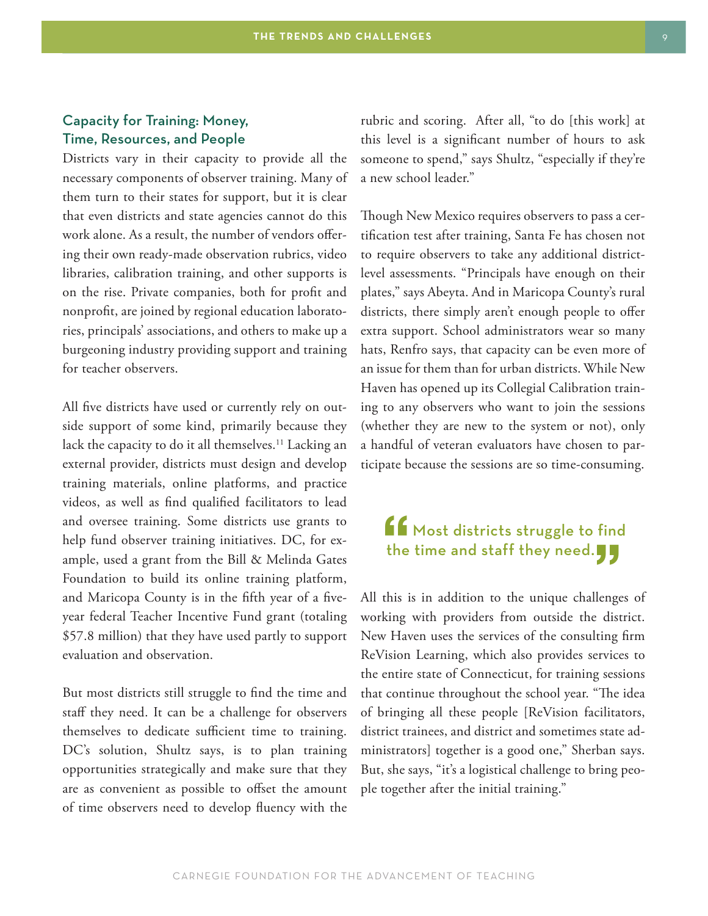### Capacity for Training: Money, Time, Resources, and People

Districts vary in their capacity to provide all the necessary components of observer training. Many of them turn to their states for support, but it is clear that even districts and state agencies cannot do this work alone. As a result, the number of vendors offering their own ready-made observation rubrics, video libraries, calibration training, and other supports is on the rise. Private companies, both for profit and nonprofit, are joined by regional education laboratories, principals' associations, and others to make up a burgeoning industry providing support and training for teacher observers.

All five districts have used or currently rely on outside support of some kind, primarily because they lack the capacity to do it all themselves.[11] Lacking an external provider, districts must design and develop training materials, online platforms, and practice videos, as well as find qualified facilitators to lead and oversee training. Some districts use grants to help fund observer training initiatives. DC, for example, used a grant from the Bill & Melinda Gates Foundation to build its online training platform, and Maricopa County is in the fifth year of a five-year federal Teacher Incentive Fund grant (totaling $57.8 million) that they have used partly to support evaluation and observation.

But most districts still struggle to find the time and staff they need. It can be a challenge for observers themselves to dedicate sufficient time to training. DC's solution, Shultz says, is to plan training opportunities strategically and make sure that they are as convenient as possible to offset the amount of time observers need to develop fluency with the rubric and scoring. After all, "to do [this work] at this level is a significant number of hours to ask someone to spend," says Shultz, "especially if they're a new school leader."

Though New Mexico requires observers to pass a certification test after training, Santa Fe has chosen not to require observers to take any additional district-level assessments. "Principals have enough on their plates," says Abeyta. And in Maricopa County's rural districts, there simply aren't enough people to offer extra support. School administrators wear so many hats, Renfro says, that capacity can be even more of an issue for them than for urban districts. While New Haven has opened up its Collegial Calibration training to any observers who want to join the sessions (whether they are new to the system or not), only a handful of veteran evaluators have chosen to participate because the sessions are so time-consuming.

> "Most districts struggle to find the time and staff they need."

All this is in addition to the unique challenges of working with providers from outside the district. New Haven uses the services of the consulting firm ReVision Learning, which also provides services to the entire state of Connecticut, for training sessions that continue throughout the school year. "The idea of bringing all these people [ReVision facilitators, district trainees, and district and sometimes state administrators] together is a good one," Sherban says. But, she says, "it's a logistical challenge to bring people together after the initial training."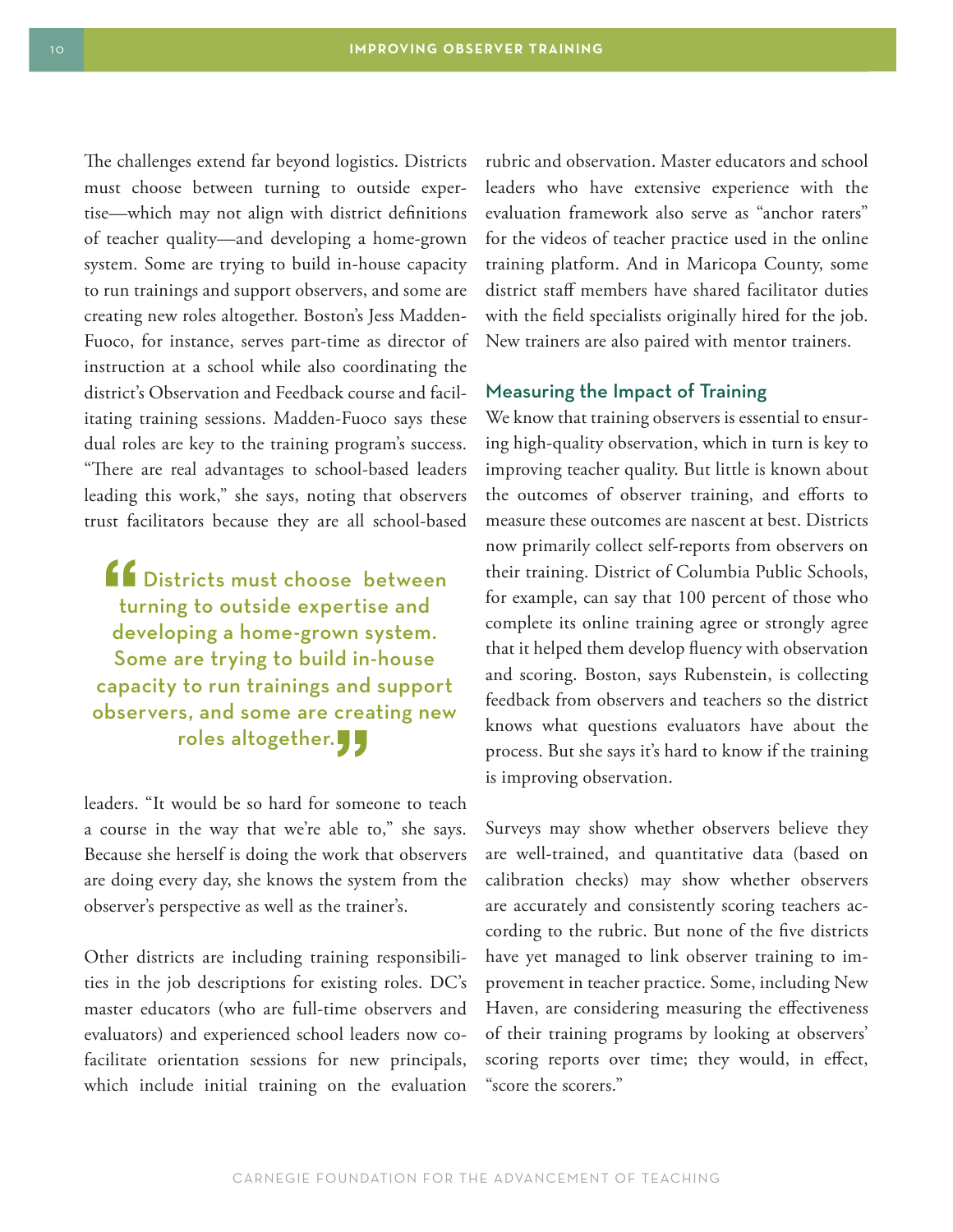The challenges extend far beyond logistics. Districts must choose between turning to outside expertise—which may not align with district definitions of teacher quality—and developing a home-grown system. Some are trying to build in-house capacity to run trainings and support observers, and some are creating new roles altogether. Boston's Jess Madden-Fuoco, for instance, serves part-time as director of instruction at a school while also coordinating the district's Observation and Feedback course and facilitating training sessions. Madden-Fuoco says these dual roles are key to the training program's success. "There are real advantages to school-based leaders leading this work," she says, noting that observers trust facilitators because they are all school-based leaders. "It would be so hard for someone to teach a course in the way that we're able to," she says. Because she herself is doing the work that observers are doing every day, she knows the system from the observer's perspective as well as the trainer's.

> "Districts must choose between turning to outside expertise and developing a home-grown system. Some are trying to build in-house capacity to run trainings and support observers, and some are creating new roles altogether."

Other districts are including training responsibilities in the job descriptions for existing roles. DC's master educators (who are full-time observers and evaluators) and experienced school leaders now co-facilitate orientation sessions for new principals, which include initial training on the evaluation rubric and observation. Master educators and school leaders who have extensive experience with the evaluation framework also serve as "anchor raters" for the videos of teacher practice used in the online training platform. And in Maricopa County, some district staff members have shared facilitator duties with the field specialists originally hired for the job. New trainers are also paired with mentor trainers.

## Measuring the Impact of Training

We know that training observers is essential to ensuring high-quality observation, which in turn is key to improving teacher quality. But little is known about the outcomes of observer training, and efforts to measure these outcomes are nascent at best. Districts now primarily collect self-reports from observers on their training. District of Columbia Public Schools, for example, can say that 100 percent of those who complete its online training agree or strongly agree that it helped them develop fluency with observation and scoring. Boston, says Rubenstein, is collecting feedback from observers and teachers so the district knows what questions evaluators have about the process. But she says it's hard to know if the training is improving observation.

Surveys may show whether observers believe they are well-trained, and quantitative data (based on calibration checks) may show whether observers are accurately and consistently scoring teachers according to the rubric. But none of the five districts have yet managed to link observer training to improvement in teacher practice. Some, including New Haven, are considering measuring the effectiveness of their training programs by looking at observers' scoring reports over time; they would, in effect, "score the scorers."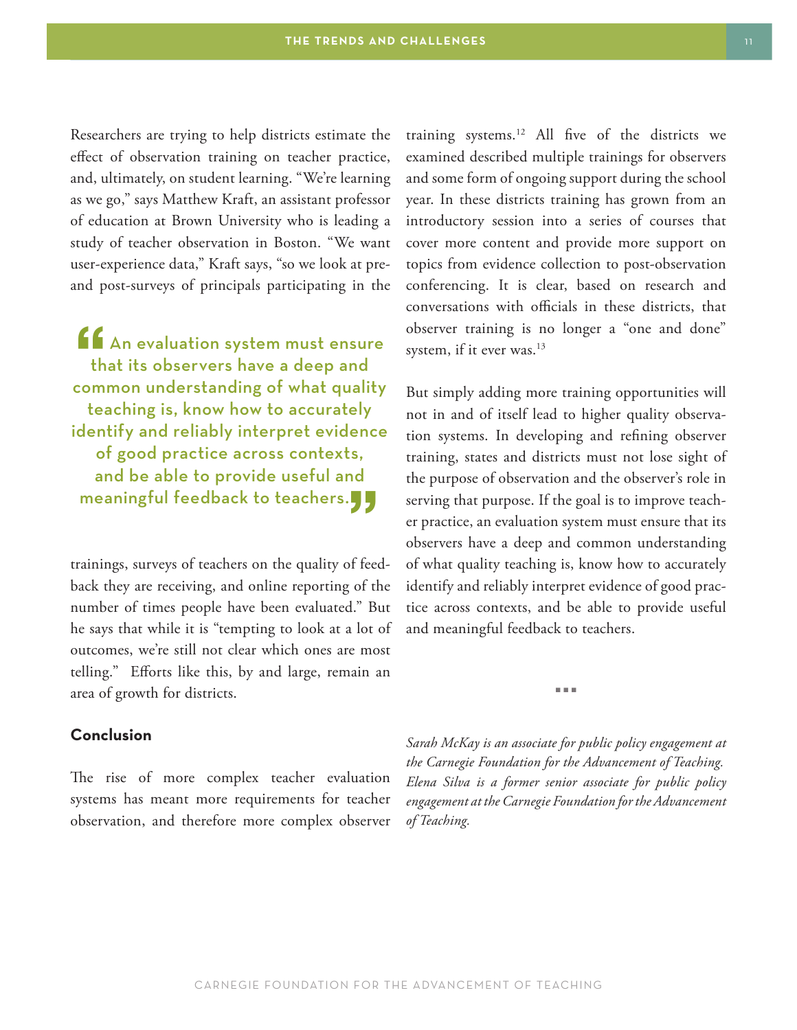Researchers are trying to help districts estimate the effect of observation training on teacher practice, and, ultimately, on student learning. "We're learning as we go," says Matthew Kraft, an assistant professor of education at Brown University who is leading a study of teacher observation in Boston. "We want user-experience data," Kraft says, "so we look at pre- and post-surveys of principals participating in the trainings, surveys of teachers on the quality of feedback they are receiving, and online reporting of the number of times people have been evaluated." But he says that while it is "tempting to look at a lot of outcomes, we're still not clear which ones are most telling." Efforts like this, by and large, remain an area of growth for districts.

> "An evaluation system must ensure that its observers have a deep and common understanding of what quality teaching is, know how to accurately identify and reliably interpret evidence of good practice across contexts, and be able to provide useful and meaningful feedback to teachers."

## Conclusion

The rise of more complex teacher evaluation systems has meant more requirements for teacher observation, and therefore more complex observer training systems.[12] All five of the districts we examined described multiple trainings for observers and some form of ongoing support during the school year. In these districts training has grown from an introductory session into a series of courses that cover more content and provide more support on topics from evidence collection to post-observation conferencing. It is clear, based on research and conversations with officials in these districts, that observer training is no longer a "one and done" system, if it ever was.[13]

But simply adding more training opportunities will not in and of itself lead to higher quality observation systems. In developing and refining observer training, states and districts must not lose sight of the purpose of observation and the observer's role in serving that purpose. If the goal is to improve teacher practice, an evaluation system must ensure that its observers have a deep and common understanding of what quality teaching is, know how to accurately identify and reliably interpret evidence of good practice across contexts, and be able to provide useful and meaningful feedback to teachers.

■ ■ ■

*Sarah McKay is an associate for public policy engagement at the Carnegie Foundation for the Advancement of Teaching. Elena Silva is a former senior associate for public policy engagement at the Carnegie Foundation for the Advancement of Teaching.*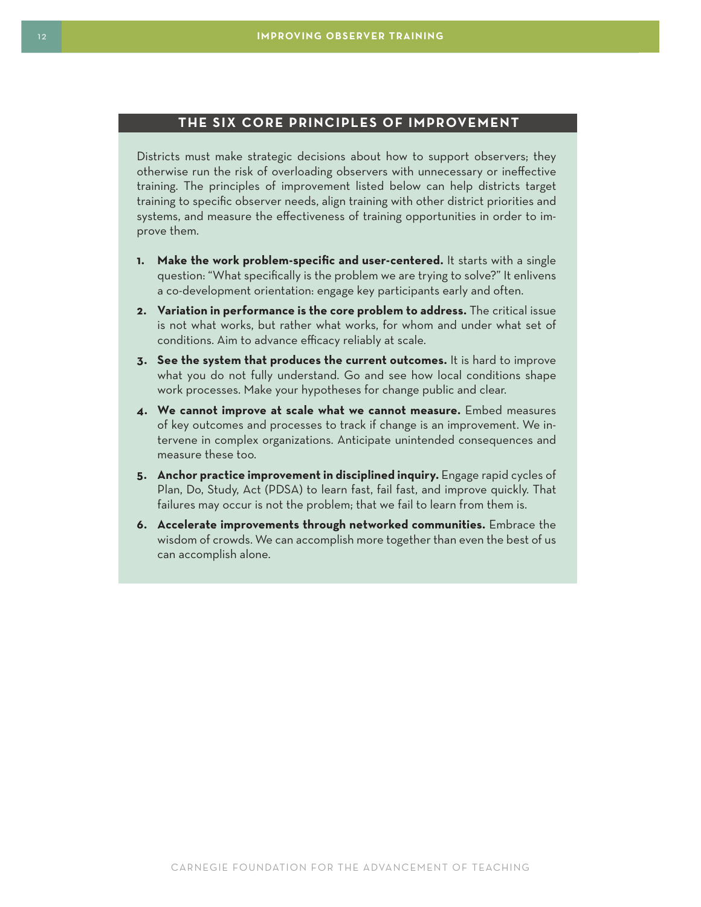## THE SIX CORE PRINCIPLES OF IMPROVEMENT

Districts must make strategic decisions about how to support observers; they otherwise run the risk of overloading observers with unnecessary or ineffective training. The principles of improvement listed below can help districts target training to specific observer needs, align training with other district priorities and systems, and measure the effectiveness of training opportunities in order to improve them.

1. **Make the work problem-specific and user-centered.** It starts with a single question: "What specifically is the problem we are trying to solve?" It enlivens a co-development orientation: engage key participants early and often.
2. **Variation in performance is the core problem to address.** The critical issue is not what works, but rather what works, for whom and under what set of conditions. Aim to advance efficacy reliably at scale.
3. **See the system that produces the current outcomes.** It is hard to improve what you do not fully understand. Go and see how local conditions shape work processes. Make your hypotheses for change public and clear.
4. **We cannot improve at scale what we cannot measure.** Embed measures of key outcomes and processes to track if change is an improvement. We intervene in complex organizations. Anticipate unintended consequences and measure these too.
5. **Anchor practice improvement in disciplined inquiry.** Engage rapid cycles of Plan, Do, Study, Act (PDSA) to learn fast, fail fast, and improve quickly. That failures may occur is not the problem; that we fail to learn from them is.
6. **Accelerate improvements through networked communities.** Embrace the wisdom of crowds. We can accomplish more together than even the best of us can accomplish alone.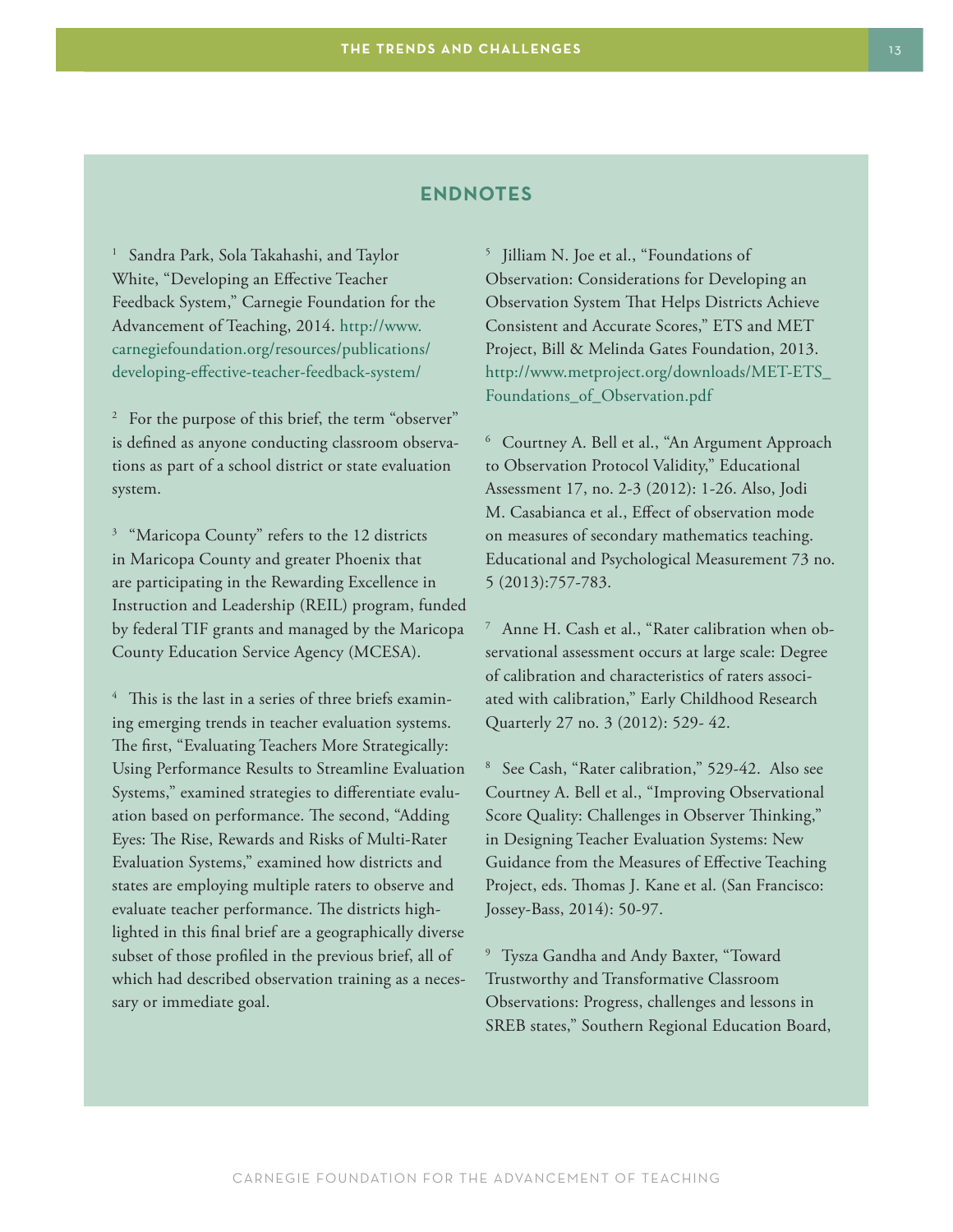## ENDNOTES

[1] Sandra Park, Sola Takahashi, and Taylor White, "Developing an Effective Teacher Feedback System," Carnegie Foundation for the Advancement of Teaching, 2014. http://www.carnegiefoundation.org/resources/publications/developing-effective-teacher-feedback-system/

[2] For the purpose of this brief, the term "observer" is defined as anyone conducting classroom observations as part of a school district or state evaluation system.

[3] "Maricopa County" refers to the 12 districts in Maricopa County and greater Phoenix that are participating in the Rewarding Excellence in Instruction and Leadership (REIL) program, funded by federal TIF grants and managed by the Maricopa County Education Service Agency (MCESA).

[4] This is the last in a series of three briefs examining emerging trends in teacher evaluation systems. The first, "Evaluating Teachers More Strategically: Using Performance Results to Streamline Evaluation Systems," examined strategies to differentiate evaluation based on performance. The second, "Adding Eyes: The Rise, Rewards and Risks of Multi-Rater Evaluation Systems," examined how districts and states are employing multiple raters to observe and evaluate teacher performance. The districts highlighted in this final brief are a geographically diverse subset of those profiled in the previous brief, all of which had described observation training as a necessary or immediate goal.

[5] Jilliam N. Joe et al., "Foundations of Observation: Considerations for Developing an Observation System That Helps Districts Achieve Consistent and Accurate Scores," ETS and MET Project, Bill & Melinda Gates Foundation, 2013. http://www.metproject.org/downloads/MET-ETS_Foundations_of_Observation.pdf

[6] Courtney A. Bell et al., "An Argument Approach to Observation Protocol Validity," Educational Assessment 17, no. 2-3 (2012): 1-26. Also, Jodi M. Casabianca et al., Effect of observation mode on measures of secondary mathematics teaching. Educational and Psychological Measurement 73 no. 5 (2013):757-783.

[7] Anne H. Cash et al., "Rater calibration when observational assessment occurs at large scale: Degree of calibration and characteristics of raters associated with calibration," Early Childhood Research Quarterly 27 no. 3 (2012): 529- 42.

[8] See Cash, "Rater calibration," 529-42. Also see Courtney A. Bell et al., "Improving Observational Score Quality: Challenges in Observer Thinking," in Designing Teacher Evaluation Systems: New Guidance from the Measures of Effective Teaching Project, eds. Thomas J. Kane et al. (San Francisco: Jossey-Bass, 2014): 50-97.

[9] Tysza Gandha and Andy Baxter, "Toward Trustworthy and Transformative Classroom Observations: Progress, challenges and lessons in SREB states," Southern Regional Education Board,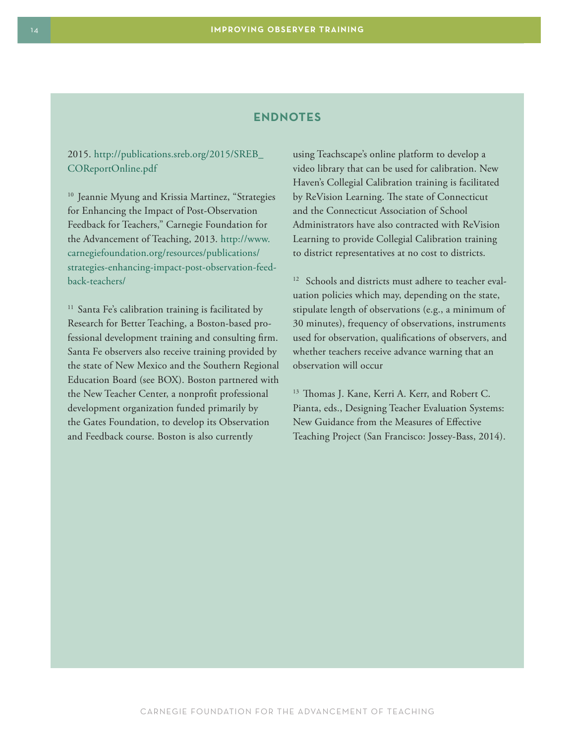## ENDNOTES

2015. http://publications.sreb.org/2015/SREB_COReportOnline.pdf

[10] Jeannie Myung and Krissia Martinez, "Strategies for Enhancing the Impact of Post-Observation Feedback for Teachers," Carnegie Foundation for the Advancement of Teaching, 2013. http://www.carnegiefoundation.org/resources/publications/strategies-enhancing-impact-post-observation-feedback-teachers/

[11] Santa Fe's calibration training is facilitated by Research for Better Teaching, a Boston-based professional development training and consulting firm. Santa Fe observers also receive training provided by the state of New Mexico and the Southern Regional Education Board (see BOX). Boston partnered with the New Teacher Center, a nonprofit professional development organization funded primarily by the Gates Foundation, to develop its Observation and Feedback course. Boston is also currently using Teachscape's online platform to develop a video library that can be used for calibration. New Haven's Collegial Calibration training is facilitated by ReVision Learning. The state of Connecticut and the Connecticut Association of School Administrators have also contracted with ReVision Learning to provide Collegial Calibration training to district representatives at no cost to districts.

[12] Schools and districts must adhere to teacher evaluation policies which may, depending on the state, stipulate length of observations (e.g., a minimum of 30 minutes), frequency of observations, instruments used for observation, qualifications of observers, and whether teachers receive advance warning that an observation will occur

[13] Thomas J. Kane, Kerri A. Kerr, and Robert C. Pianta, eds., Designing Teacher Evaluation Systems: New Guidance from the Measures of Effective Teaching Project (San Francisco: Jossey-Bass, 2014).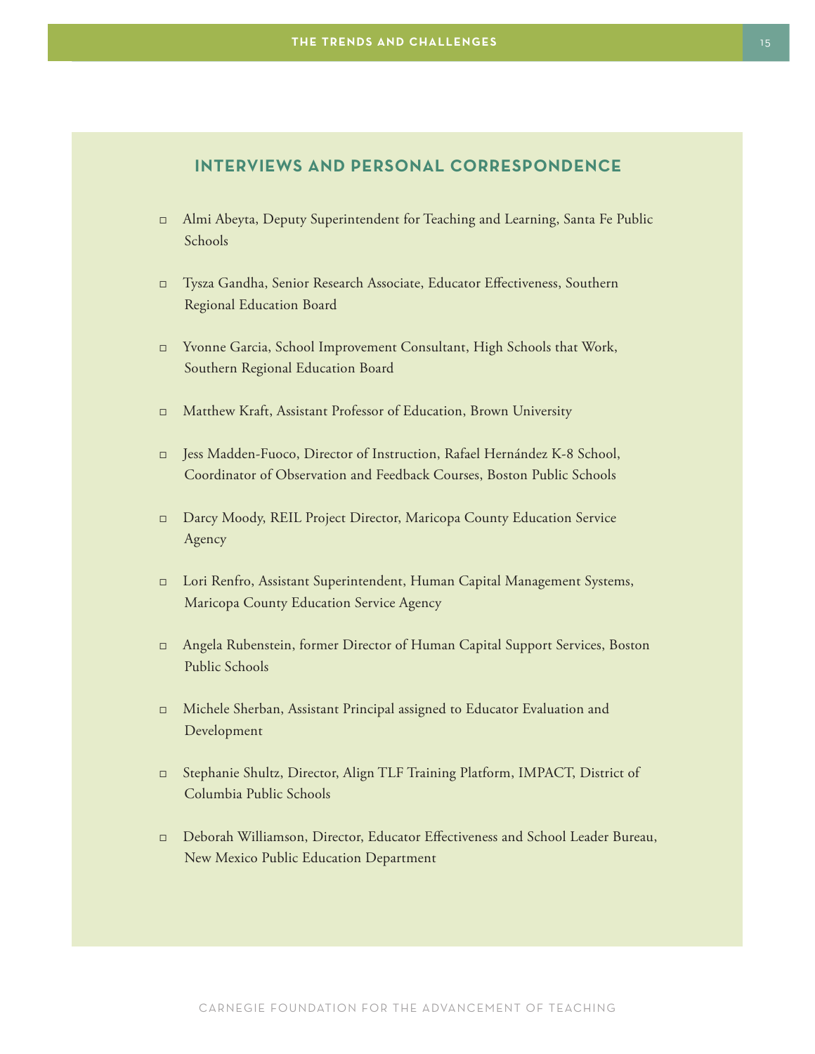## INTERVIEWS AND PERSONAL CORRESPONDENCE

- Almi Abeyta, Deputy Superintendent for Teaching and Learning, Santa Fe Public Schools
- Tysza Gandha, Senior Research Associate, Educator Effectiveness, Southern Regional Education Board
- Yvonne Garcia, School Improvement Consultant, High Schools that Work, Southern Regional Education Board
- Matthew Kraft, Assistant Professor of Education, Brown University
- Jess Madden-Fuoco, Director of Instruction, Rafael Hernández K-8 School, Coordinator of Observation and Feedback Courses, Boston Public Schools
- Darcy Moody, REIL Project Director, Maricopa County Education Service Agency
- Lori Renfro, Assistant Superintendent, Human Capital Management Systems, Maricopa County Education Service Agency
- Angela Rubenstein, former Director of Human Capital Support Services, Boston Public Schools
- Michele Sherban, Assistant Principal assigned to Educator Evaluation and Development
- Stephanie Shultz, Director, Align TLF Training Platform, IMPACT, District of Columbia Public Schools
- Deborah Williamson, Director, Educator Effectiveness and School Leader Bureau, New Mexico Public Education Department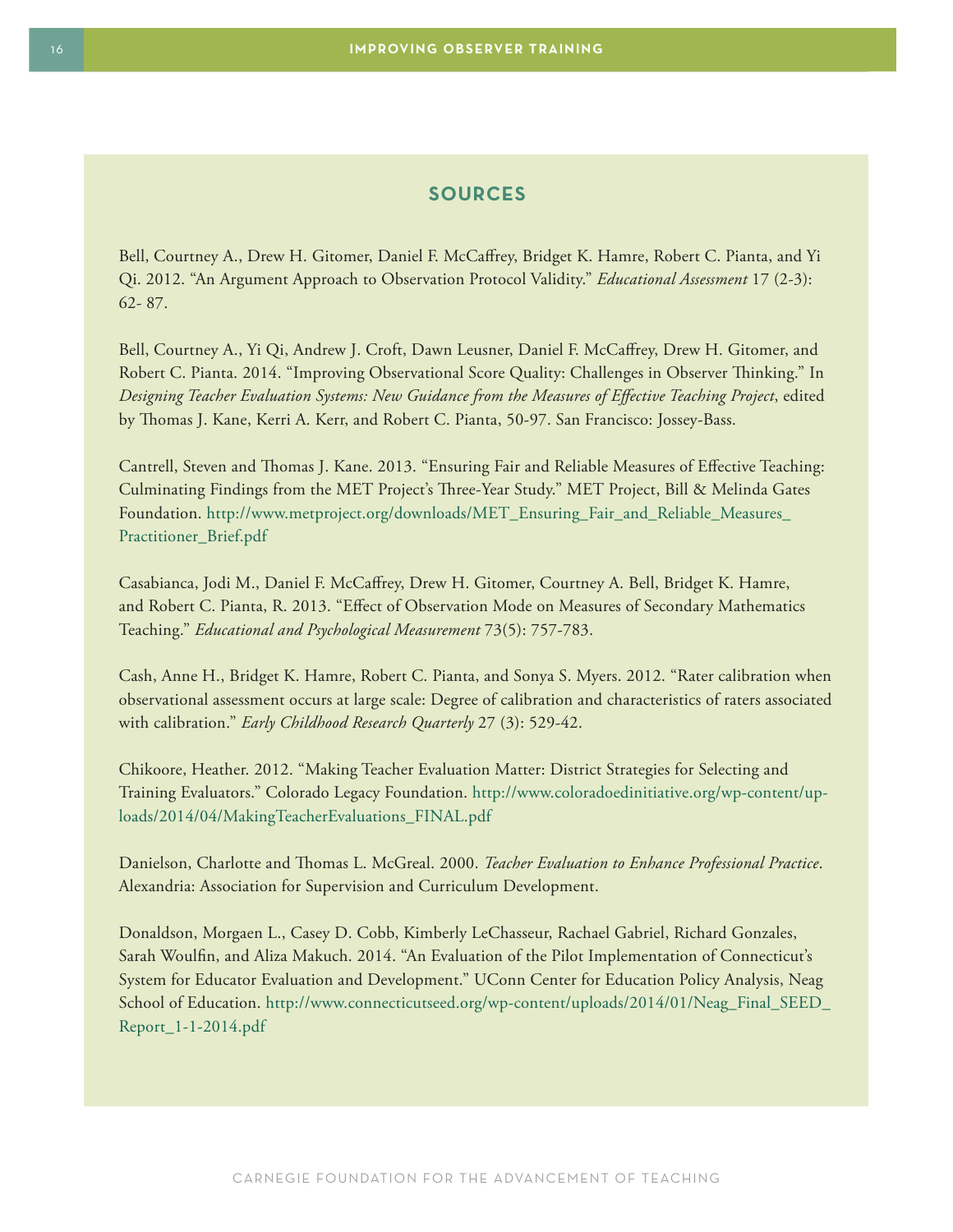## SOURCES

Bell, Courtney A., Drew H. Gitomer, Daniel F. McCaffrey, Bridget K. Hamre, Robert C. Pianta, and Yi Qi. 2012. "An Argument Approach to Observation Protocol Validity." *Educational Assessment* 17 (2-3): 62- 87.

Bell, Courtney A., Yi Qi, Andrew J. Croft, Dawn Leusner, Daniel F. McCaffrey, Drew H. Gitomer, and Robert C. Pianta. 2014. "Improving Observational Score Quality: Challenges in Observer Thinking." In *Designing Teacher Evaluation Systems: New Guidance from the Measures of Effective Teaching Project*, edited by Thomas J. Kane, Kerri A. Kerr, and Robert C. Pianta, 50-97. San Francisco: Jossey-Bass.

Cantrell, Steven and Thomas J. Kane. 2013. "Ensuring Fair and Reliable Measures of Effective Teaching: Culminating Findings from the MET Project's Three-Year Study." MET Project, Bill & Melinda Gates Foundation. http://www.metproject.org/downloads/MET_Ensuring_Fair_and_Reliable_Measures_Practitioner_Brief.pdf

Casabianca, Jodi M., Daniel F. McCaffrey, Drew H. Gitomer, Courtney A. Bell, Bridget K. Hamre, and Robert C. Pianta, R. 2013. "Effect of Observation Mode on Measures of Secondary Mathematics Teaching." *Educational and Psychological Measurement* 73(5): 757-783.

Cash, Anne H., Bridget K. Hamre, Robert C. Pianta, and Sonya S. Myers. 2012. "Rater calibration when observational assessment occurs at large scale: Degree of calibration and characteristics of raters associated with calibration." *Early Childhood Research Quarterly* 27 (3): 529-42.

Chikoore, Heather. 2012. "Making Teacher Evaluation Matter: District Strategies for Selecting and Training Evaluators." Colorado Legacy Foundation. http://www.coloradoedinitiative.org/wp-content/uploads/2014/04/MakingTeacherEvaluations_FINAL.pdf

Danielson, Charlotte and Thomas L. McGreal. 2000. *Teacher Evaluation to Enhance Professional Practice*. Alexandria: Association for Supervision and Curriculum Development.

Donaldson, Morgaen L., Casey D. Cobb, Kimberly LeChasseur, Rachael Gabriel, Richard Gonzales, Sarah Woulfin, and Aliza Makuch. 2014. "An Evaluation of the Pilot Implementation of Connecticut's System for Educator Evaluation and Development." UConn Center for Education Policy Analysis, Neag School of Education. http://www.connecticutseed.org/wp-content/uploads/2014/01/Neag_Final_SEED_Report_1-1-2014.pdf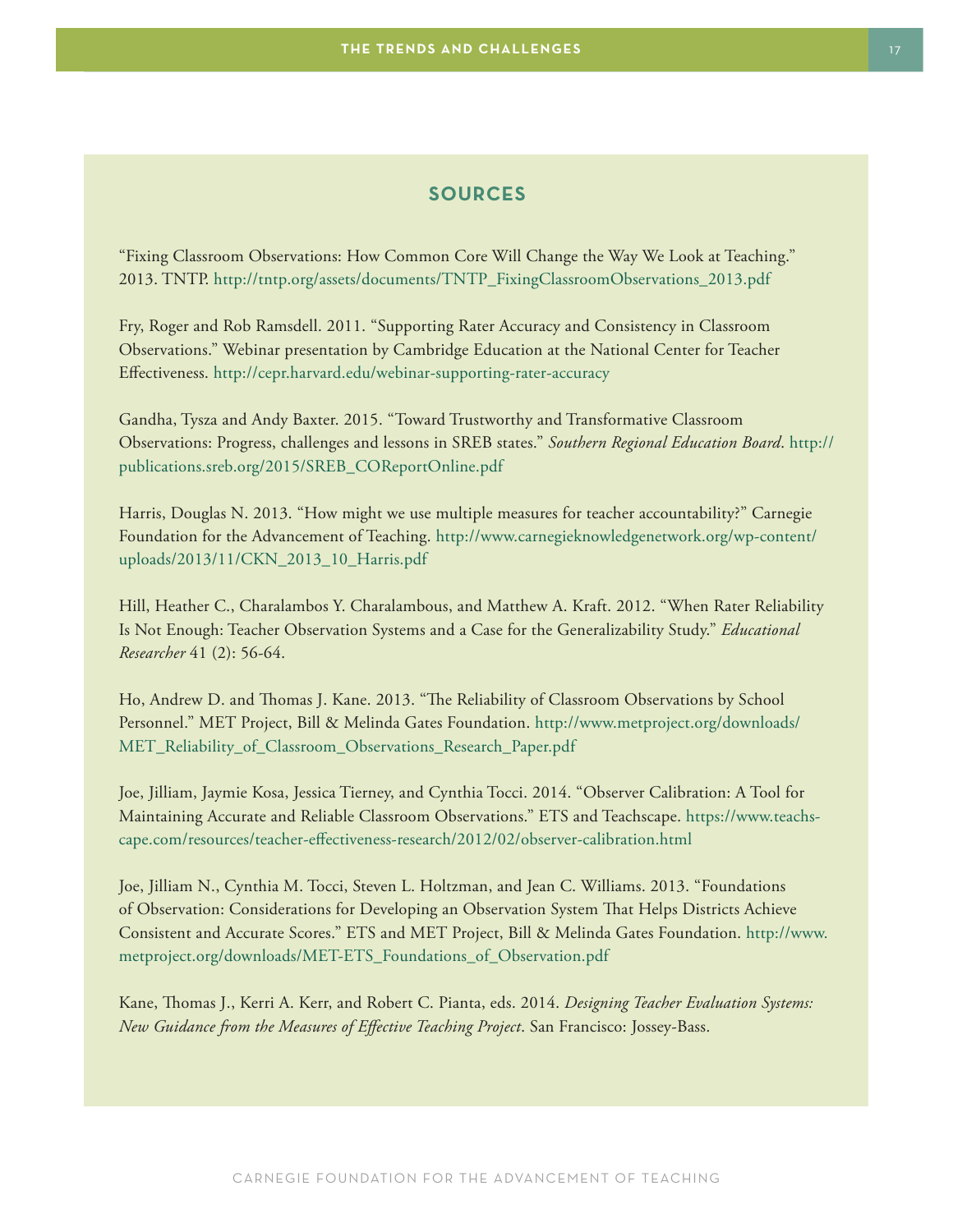## SOURCES

"Fixing Classroom Observations: How Common Core Will Change the Way We Look at Teaching." 2013. TNTP. http://tntp.org/assets/documents/TNTP_FixingClassroomObservations_2013.pdf

Fry, Roger and Rob Ramsdell. 2011. "Supporting Rater Accuracy and Consistency in Classroom Observations." Webinar presentation by Cambridge Education at the National Center for Teacher Effectiveness. http://cepr.harvard.edu/webinar-supporting-rater-accuracy

Gandha, Tysza and Andy Baxter. 2015. "Toward Trustworthy and Transformative Classroom Observations: Progress, challenges and lessons in SREB states." *Southern Regional Education Board*. http://publications.sreb.org/2015/SREB_COReportOnline.pdf

Harris, Douglas N. 2013. "How might we use multiple measures for teacher accountability?" Carnegie Foundation for the Advancement of Teaching. http://www.carnegieknowledgenetwork.org/wp-content/uploads/2013/11/CKN_2013_10_Harris.pdf

Hill, Heather C., Charalambos Y. Charalambous, and Matthew A. Kraft. 2012. "When Rater Reliability Is Not Enough: Teacher Observation Systems and a Case for the Generalizability Study." *Educational Researcher* 41 (2): 56-64.

Ho, Andrew D. and Thomas J. Kane. 2013. "The Reliability of Classroom Observations by School Personnel." MET Project, Bill & Melinda Gates Foundation. http://www.metproject.org/downloads/MET_Reliability_of_Classroom_Observations_Research_Paper.pdf

Joe, Jilliam, Jaymie Kosa, Jessica Tierney, and Cynthia Tocci. 2014. "Observer Calibration: A Tool for Maintaining Accurate and Reliable Classroom Observations." ETS and Teachscape. https://www.teachscape.com/resources/teacher-effectiveness-research/2012/02/observer-calibration.html

Joe, Jilliam N., Cynthia M. Tocci, Steven L. Holtzman, and Jean C. Williams. 2013. "Foundations of Observation: Considerations for Developing an Observation System That Helps Districts Achieve Consistent and Accurate Scores." ETS and MET Project, Bill & Melinda Gates Foundation. http://www.metproject.org/downloads/MET-ETS_Foundations_of_Observation.pdf

Kane, Thomas J., Kerri A. Kerr, and Robert C. Pianta, eds. 2014. *Designing Teacher Evaluation Systems: New Guidance from the Measures of Effective Teaching Project*. San Francisco: Jossey-Bass.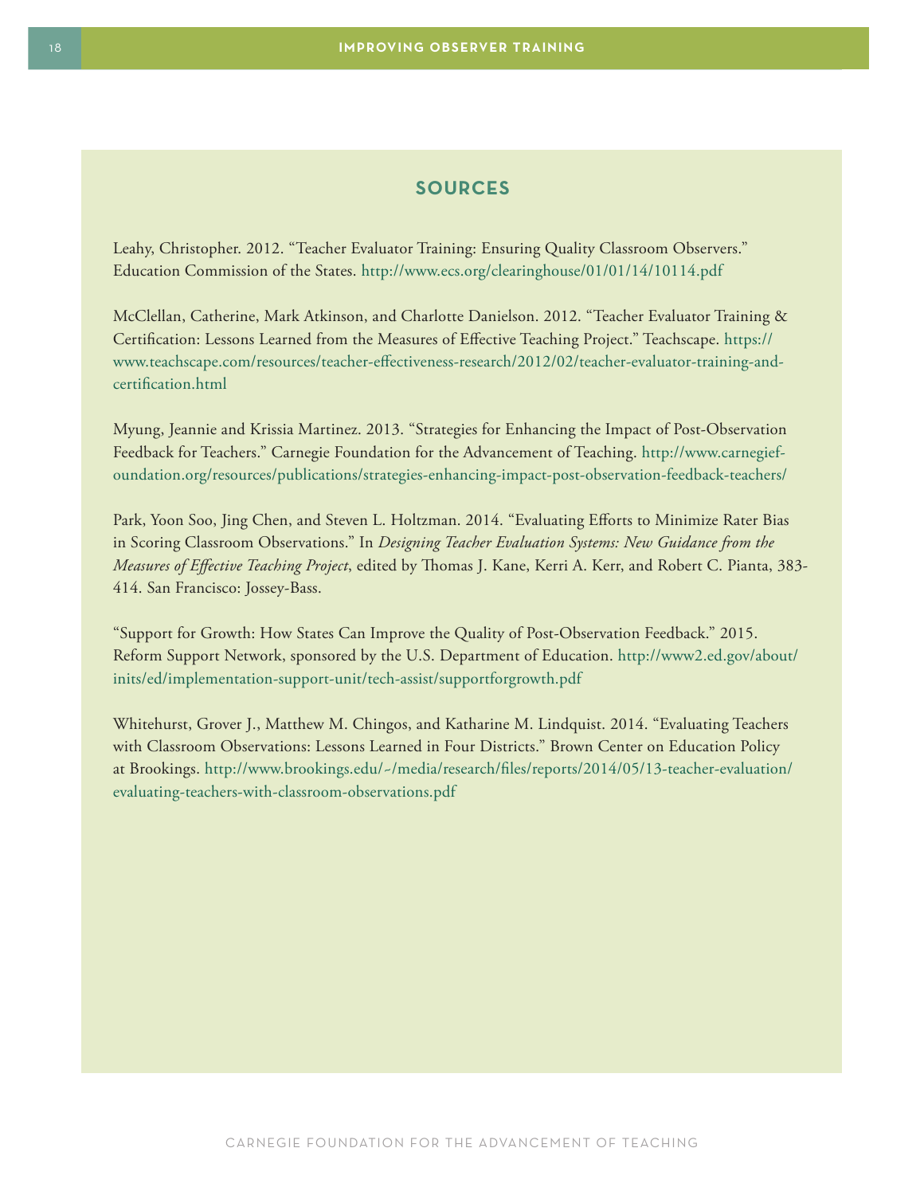## SOURCES

Leahy, Christopher. 2012. "Teacher Evaluator Training: Ensuring Quality Classroom Observers." Education Commission of the States. http://www.ecs.org/clearinghouse/01/01/14/10114.pdf

McClellan, Catherine, Mark Atkinson, and Charlotte Danielson. 2012. "Teacher Evaluator Training & Certification: Lessons Learned from the Measures of Effective Teaching Project." Teachscape. https://www.teachscape.com/resources/teacher-effectiveness-research/2012/02/teacher-evaluator-training-and-certification.html

Myung, Jeannie and Krissia Martinez. 2013. "Strategies for Enhancing the Impact of Post-Observation Feedback for Teachers." Carnegie Foundation for the Advancement of Teaching. http://www.carnegiefoundation.org/resources/publications/strategies-enhancing-impact-post-observation-feedback-teachers/

Park, Yoon Soo, Jing Chen, and Steven L. Holtzman. 2014. "Evaluating Efforts to Minimize Rater Bias in Scoring Classroom Observations." In *Designing Teacher Evaluation Systems: New Guidance from the Measures of Effective Teaching Project*, edited by Thomas J. Kane, Kerri A. Kerr, and Robert C. Pianta, 383-414. San Francisco: Jossey-Bass.

"Support for Growth: How States Can Improve the Quality of Post-Observation Feedback." 2015. Reform Support Network, sponsored by the U.S. Department of Education. http://www2.ed.gov/about/inits/ed/implementation-support-unit/tech-assist/supportforgrowth.pdf

Whitehurst, Grover J., Matthew M. Chingos, and Katharine M. Lindquist. 2014. "Evaluating Teachers with Classroom Observations: Lessons Learned in Four Districts." Brown Center on Education Policy at Brookings. http://www.brookings.edu/~/media/research/files/reports/2014/05/13-teacher-evaluation/evaluating-teachers-with-classroom-observations.pdf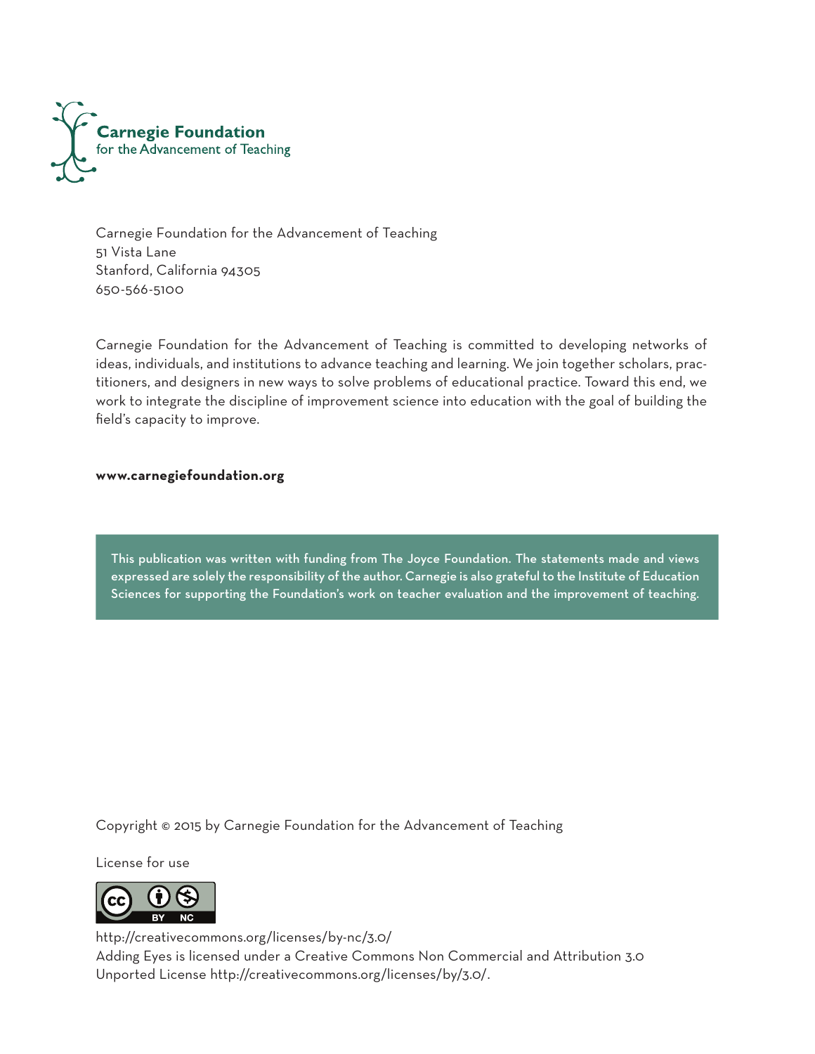Carnegie Foundation
for the Advancement of Teaching

Carnegie Foundation for the Advancement of Teaching
51 Vista Lane
Stanford, California 94305
650-566-5100

Carnegie Foundation for the Advancement of Teaching is committed to developing networks of ideas, individuals, and institutions to advance teaching and learning. We join together scholars, practitioners, and designers in new ways to solve problems of educational practice. Toward this end, we work to integrate the discipline of improvement science into education with the goal of building the field's capacity to improve.

**www.carnegiefoundation.org**

This publication was written with funding from The Joyce Foundation. The statements made and views expressed are solely the responsibility of the author. Carnegie is also grateful to the Institute of Education Sciences for supporting the Foundation's work on teacher evaluation and the improvement of teaching.

Copyright © 2015 by Carnegie Foundation for the Advancement of Teaching

License for use

http://creativecommons.org/licenses/by-nc/3.0/
Adding Eyes is licensed under a Creative Commons Non Commercial and Attribution 3.0 Unported License http://creativecommons.org/licenses/by/3.0/.